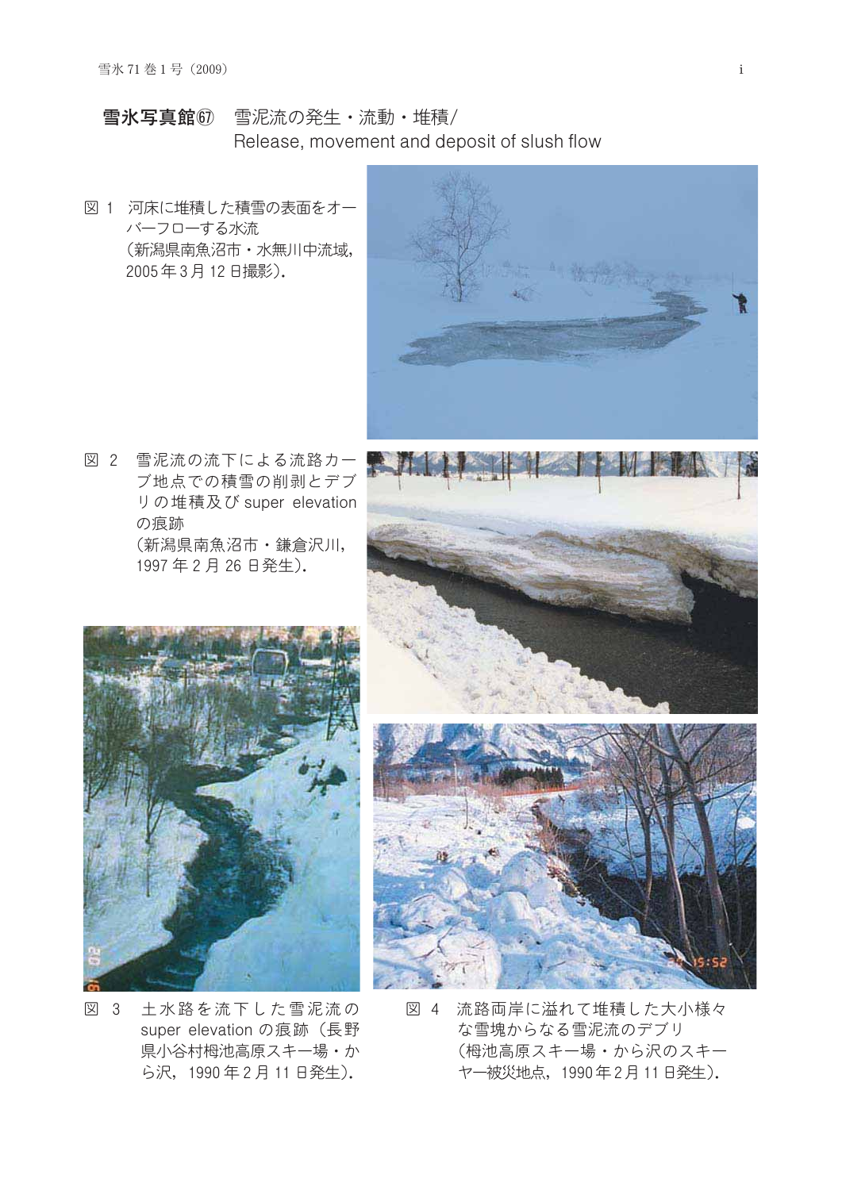# 雪氷写真館㊼ 雪泥流の発生・流動・堆積/Release, movement and deposit of slush flow

図 1 河床に堆積した積雪の表面をオーバーフローする水流
（新潟県南魚沼市・水無川中流域，2005 年 3 月 12 日撮影）.

図 2 雪泥流の流下による流路カーブ地点での積雪の削剥とデブリの堆積及び super elevation の痕跡
（新潟県南魚沼市・鎌倉沢川，1997 年 2 月 26 日発生）.

図 3 土水路を流下した雪泥流の super elevation の痕跡（長野県小谷村栂池高原スキー場・から沢，1990 年 2 月 11 日発生）.

図 4 流路両岸に溢れて堆積した大小様々な雪塊からなる雪泥流のデブリ
（栂池高原スキー場・から沢のスキーヤー被災地点，1990 年 2 月 11 日発生）.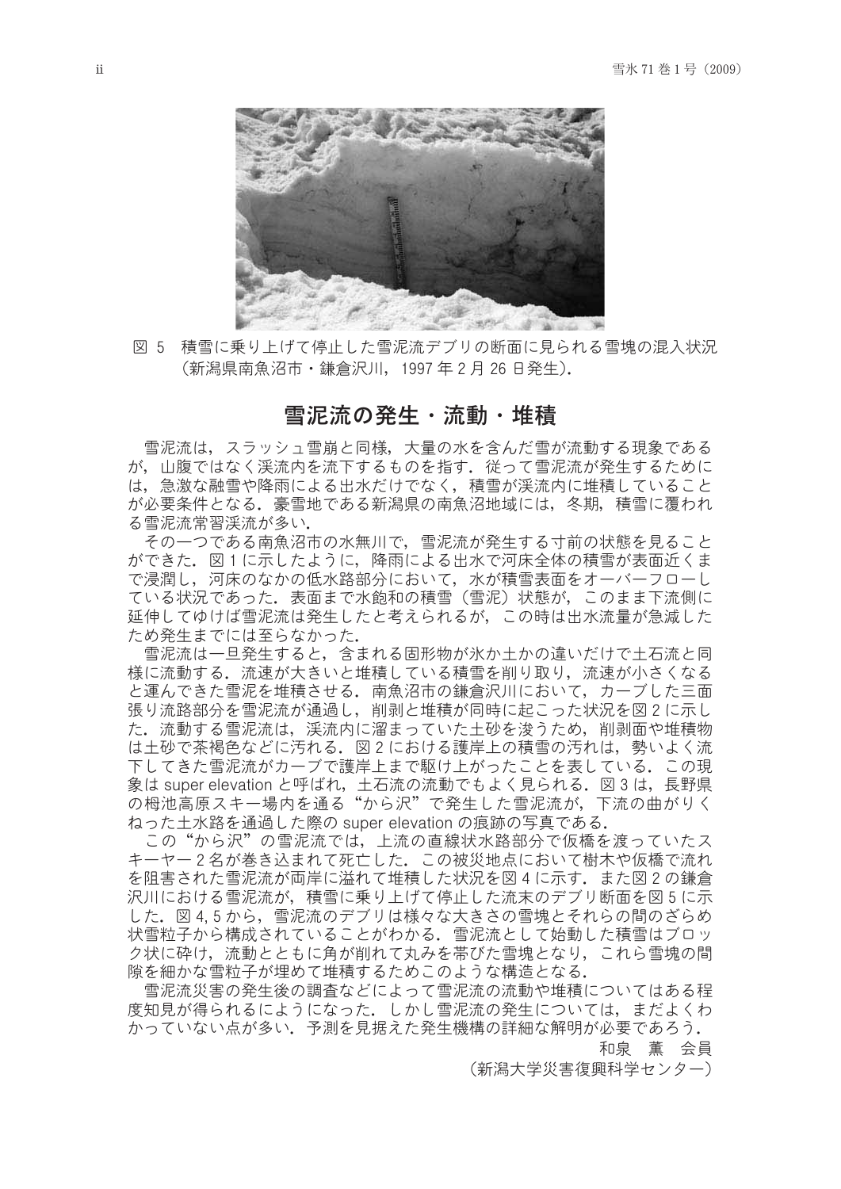図 5　積雪に乗り上げて停止した雪泥流デブリの断面に見られる雪塊の混入状況（新潟県南魚沼市・鎌倉沢川，1997 年 2 月 26 日発生）.

## 雪泥流の発生・流動・堆積

雪泥流は，スラッシュ雪崩と同様，大量の水を含んだ雪が流動する現象であるが，山腹ではなく渓流内を流下するものを指す．従って雪泥流が発生するためには，急激な融雪や降雨による出水だけでなく，積雪が渓流内に堆積していることが必要条件となる．豪雪地である新潟県の南魚沼地域には，冬期，積雪に覆われる雪泥流常習渓流が多い．

その一つである南魚沼市の水無川で，雪泥流が発生する寸前の状態を見ることができた．図 1 に示したように，降雨による出水で河床全体の積雪が表面近くまで浸潤し，河床のなかの低水路部分において，水が積雪表面をオーバーフローしている状況であった．表面まで水飽和の積雪（雪泥）状態が，このまま下流側に延伸してゆけば雪泥流は発生したと考えられるが，この時は出水流量が急減したため発生までには至らなかった．

雪泥流は一旦発生すると，含まれる固形物が氷か土かの違いだけで土石流と同様に流動する．流速が大きいと堆積している積雪を削り取り，流速が小さくなると運んできた雪泥を堆積させる．南魚沼市の鎌倉沢川において，カーブした三面張り流路部分を雪泥流が通過し，削剥と堆積が同時に起こった状況を図 2 に示した．流動する雪泥流は，渓流内に溜まっていた土砂を浚うため，削剥面や堆積物は土砂で茶褐色などに汚れる．図 2 における護岸上の積雪の汚れは，勢いよく流下してきた雪泥流がカーブで護岸上まで駆け上がったことを表している．この現象は super elevation と呼ばれ，土石流の流動でもよく見られる．図 3 は，長野県の栂池高原スキー場内を通る“から沢”で発生した雪泥流が，下流の曲がりくねった土水路を通過した際の super elevation の痕跡の写真である．

この“から沢”の雪泥流では，上流の直線状水路部分で仮橋を渡っていたスキーヤー 2 名が巻き込まれて死亡した．この被災地点において樹木や仮橋で流れを阻害された雪泥流が両岸に溢れて堆積した状況を図 4 に示す．また図 2 の鎌倉沢川における雪泥流が，積雪に乗り上げて停止した流末のデブリ断面を図 5 に示した．図 4, 5 から，雪泥流のデブリは様々な大きさの雪塊とそれらの間のざらめ状雪粒子から構成されていることがわかる．雪泥流として始動した積雪はブロック状に砕け，流動とともに角が削れて丸みを帯びた雪塊となり，これら雪塊の間隙を細かな雪粒子が埋めて堆積するためこのような構造となる．

雪泥流災害の発生後の調査などによって雪泥流の流動や堆積についてはある程度知見が得られるようになった．しかし雪泥流の発生については，まだよくわかっていない点が多い．予測を見据えた発生機構の詳細な解明が必要であろう．

和泉　薫　会員

（新潟大学災害復興科学センター）